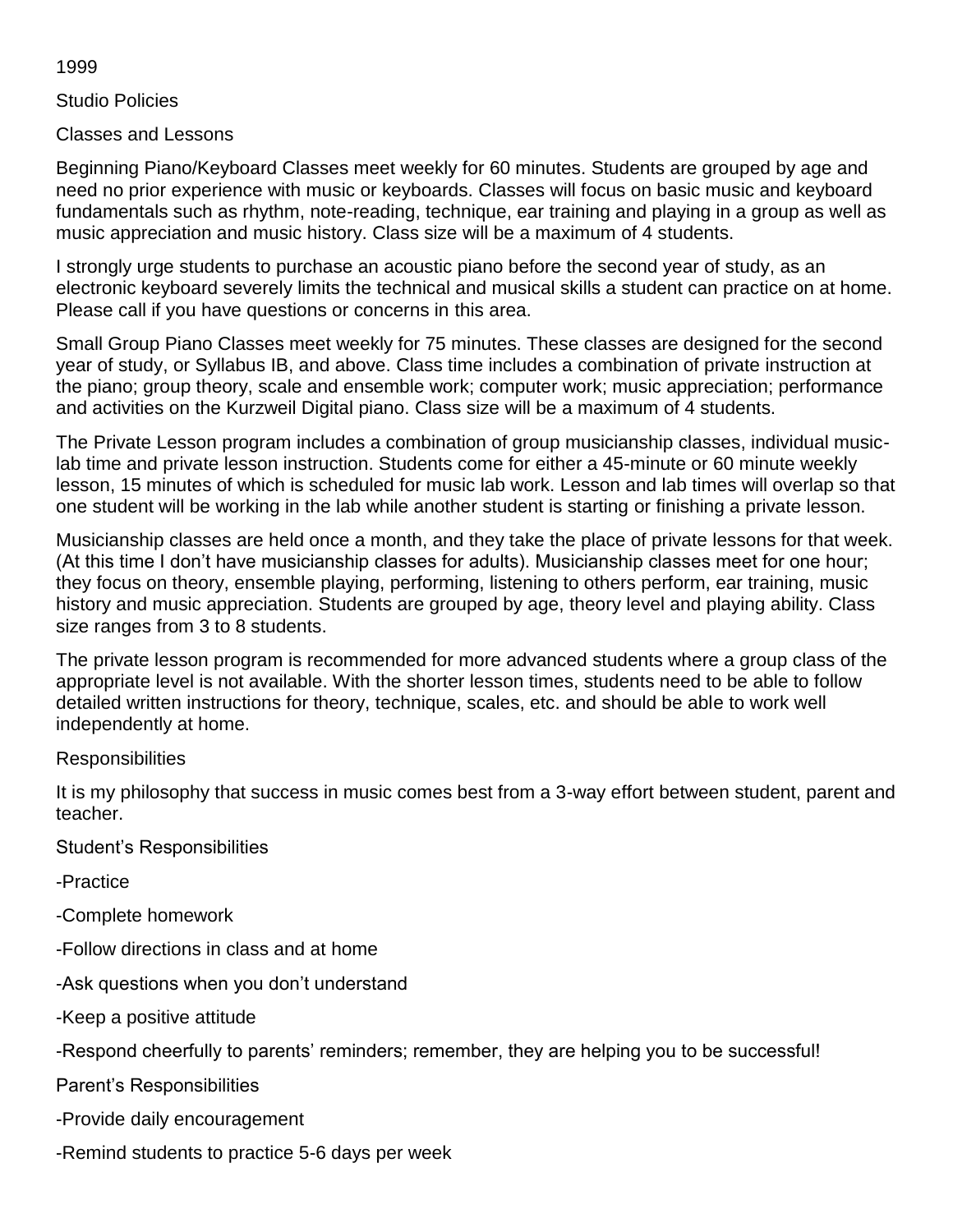1999

# Studio Policies

## Classes and Lessons

Beginning Piano/Keyboard Classes meet weekly for 60 minutes. Students are grouped by age and need no prior experience with music or keyboards. Classes will focus on basic music and keyboard fundamentals such as rhythm, note-reading, technique, ear training and playing in a group as well as music appreciation and music history. Class size will be a maximum of 4 students.

I strongly urge students to purchase an acoustic piano before the second year of study, as an electronic keyboard severely limits the technical and musical skills a student can practice on at home. Please call if you have questions or concerns in this area.

Small Group Piano Classes meet weekly for 75 minutes. These classes are designed for the second year of study, or Syllabus IB, and above. Class time includes a combination of private instruction at the piano; group theory, scale and ensemble work; computer work; music appreciation; performance and activities on the Kurzweil Digital piano. Class size will be a maximum of 4 students.

The Private Lesson program includes a combination of group musicianship classes, individual music-lab time and private lesson instruction. Students come for either a 45-minute or 60 minute weekly lesson, 15 minutes of which is scheduled for music lab work. Lesson and lab times will overlap so that one student will be working in the lab while another student is starting or finishing a private lesson.

Musicianship classes are held once a month, and they take the place of private lessons for that week. (At this time I don't have musicianship classes for adults). Musicianship classes meet for one hour; they focus on theory, ensemble playing, performing, listening to others perform, ear training, music history and music appreciation. Students are grouped by age, theory level and playing ability. Class size ranges from 3 to 8 students.

The private lesson program is recommended for more advanced students where a group class of the appropriate level is not available. With the shorter lesson times, students need to be able to follow detailed written instructions for theory, technique, scales, etc. and should be able to work well independently at home.

## Responsibilities

It is my philosophy that success in music comes best from a 3-way effort between student, parent and teacher.

### Student's Responsibilities

- Practice
- Complete homework
- Follow directions in class and at home
- Ask questions when you don't understand
- Keep a positive attitude
- Respond cheerfully to parents' reminders; remember, they are helping you to be successful!

### Parent's Responsibilities

- Provide daily encouragement
- Remind students to practice 5-6 days per week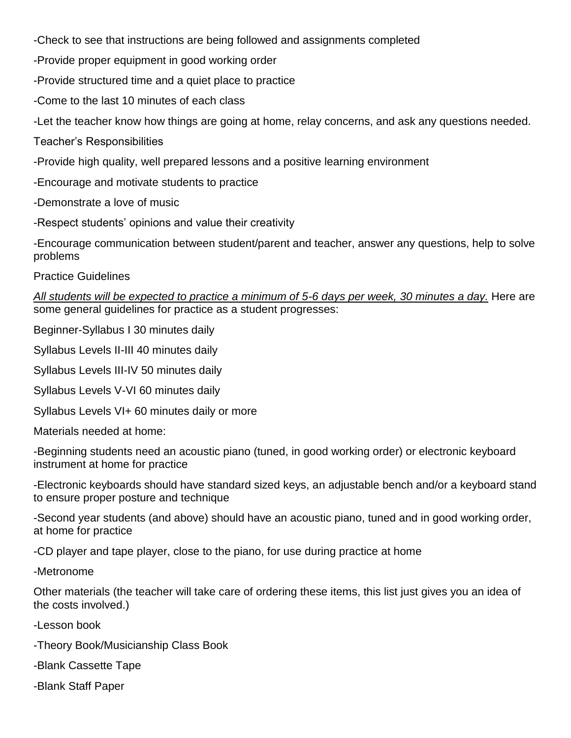-Check to see that instructions are being followed and assignments completed

-Provide proper equipment in good working order

-Provide structured time and a quiet place to practice

-Come to the last 10 minutes of each class

-Let the teacher know how things are going at home, relay concerns, and ask any questions needed.

## Teacher's Responsibilities

-Provide high quality, well prepared lessons and a positive learning environment

-Encourage and motivate students to practice

-Demonstrate a love of music

-Respect students' opinions and value their creativity

-Encourage communication between student/parent and teacher, answer any questions, help to solve problems

## Practice Guidelines

<u>*All students will be expected to practice a minimum of 5-6 days per week, 30 minutes a day.*</u> Here are some general guidelines for practice as a student progresses:

Beginner-Syllabus I 30 minutes daily

Syllabus Levels II-III 40 minutes daily

Syllabus Levels III-IV 50 minutes daily

Syllabus Levels V-VI 60 minutes daily

Syllabus Levels VI+ 60 minutes daily or more

Materials needed at home:

-Beginning students need an acoustic piano (tuned, in good working order) or electronic keyboard instrument at home for practice

-Electronic keyboards should have standard sized keys, an adjustable bench and/or a keyboard stand to ensure proper posture and technique

-Second year students (and above) should have an acoustic piano, tuned and in good working order, at home for practice

-CD player and tape player, close to the piano, for use during practice at home

-Metronome

Other materials (the teacher will take care of ordering these items, this list just gives you an idea of the costs involved.)

-Lesson book

-Theory Book/Musicianship Class Book

-Blank Cassette Tape

-Blank Staff Paper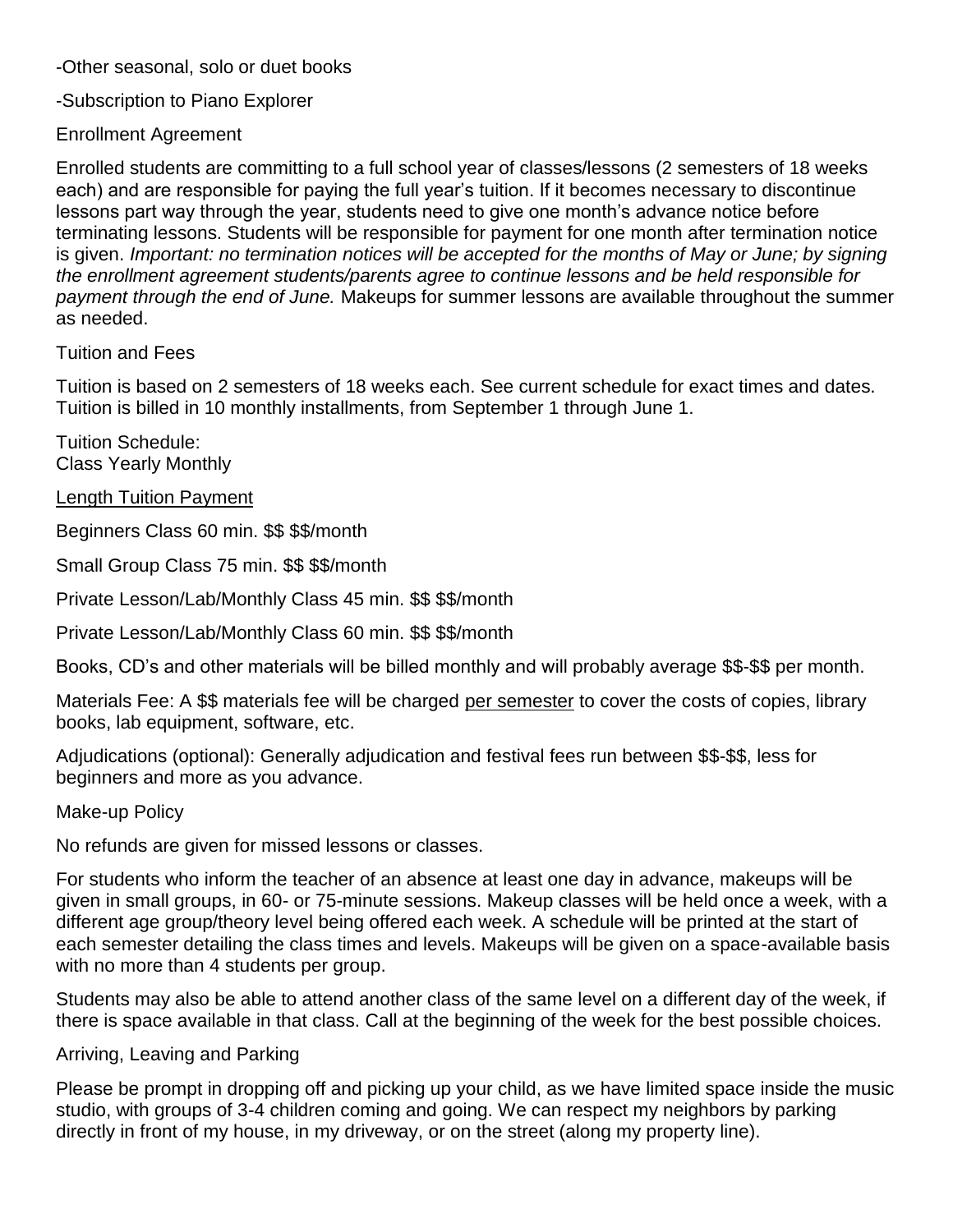-Other seasonal, solo or duet books

-Subscription to Piano Explorer

## Enrollment Agreement

Enrolled students are committing to a full school year of classes/lessons (2 semesters of 18 weeks each) and are responsible for paying the full year's tuition. If it becomes necessary to discontinue lessons part way through the year, students need to give one month's advance notice before terminating lessons. Students will be responsible for payment for one month after termination notice is given. *Important: no termination notices will be accepted for the months of May or June; by signing the enrollment agreement students/parents agree to continue lessons and be held responsible for payment through the end of June.* Makeups for summer lessons are available throughout the summer as needed.

## Tuition and Fees

Tuition is based on 2 semesters of 18 weeks each. See current schedule for exact times and dates. Tuition is billed in 10 monthly installments, from September 1 through June 1.

Tuition Schedule:

| Class | Length | Yearly Tuition | Monthly Payment |
|---|---|---|---|
| Beginners Class | 60 min. | $$ | $$/month |
| Small Group Class | 75 min. | $$ | $$/month |
| Private Lesson/Lab/Monthly Class | 45 min. | $$ | $$/month |
| Private Lesson/Lab/Monthly Class | 60 min. | $$ | $$/month |

Books, CD's and other materials will be billed monthly and will probably average $$-$$ per month.

Materials Fee: A $$ materials fee will be charged per semester to cover the costs of copies, library books, lab equipment, software, etc.

Adjudications (optional): Generally adjudication and festival fees run between $$-$$, less for beginners and more as you advance.

## Make-up Policy

No refunds are given for missed lessons or classes.

For students who inform the teacher of an absence at least one day in advance, makeups will be given in small groups, in 60- or 75-minute sessions. Makeup classes will be held once a week, with a different age group/theory level being offered each week. A schedule will be printed at the start of each semester detailing the class times and levels. Makeups will be given on a space-available basis with no more than 4 students per group.

Students may also be able to attend another class of the same level on a different day of the week, if there is space available in that class. Call at the beginning of the week for the best possible choices.

## Arriving, Leaving and Parking

Please be prompt in dropping off and picking up your child, as we have limited space inside the music studio, with groups of 3-4 children coming and going. We can respect my neighbors by parking directly in front of my house, in my driveway, or on the street (along my property line).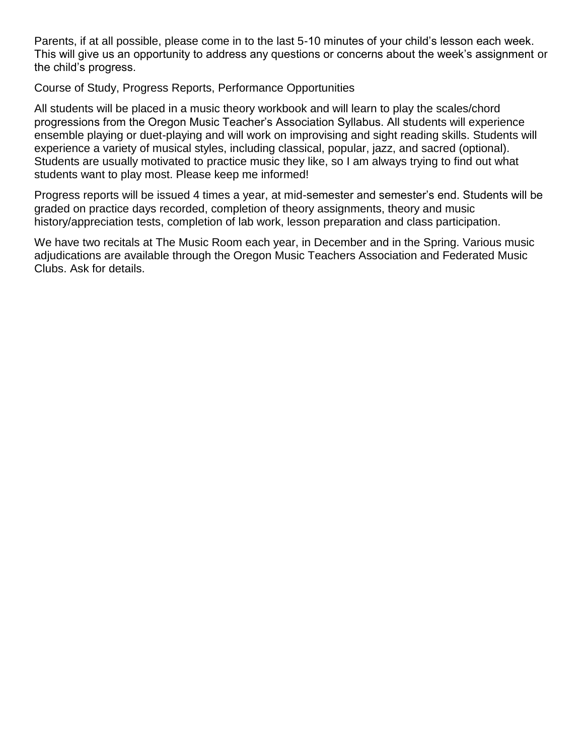Parents, if at all possible, please come in to the last 5-10 minutes of your child's lesson each week. This will give us an opportunity to address any questions or concerns about the week's assignment or the child's progress.

Course of Study, Progress Reports, Performance Opportunities

All students will be placed in a music theory workbook and will learn to play the scales/chord progressions from the Oregon Music Teacher's Association Syllabus. All students will experience ensemble playing or duet-playing and will work on improvising and sight reading skills. Students will experience a variety of musical styles, including classical, popular, jazz, and sacred (optional). Students are usually motivated to practice music they like, so I am always trying to find out what students want to play most. Please keep me informed!

Progress reports will be issued 4 times a year, at mid-semester and semester's end. Students will be graded on practice days recorded, completion of theory assignments, theory and music history/appreciation tests, completion of lab work, lesson preparation and class participation.

We have two recitals at The Music Room each year, in December and in the Spring. Various music adjudications are available through the Oregon Music Teachers Association and Federated Music Clubs. Ask for details.